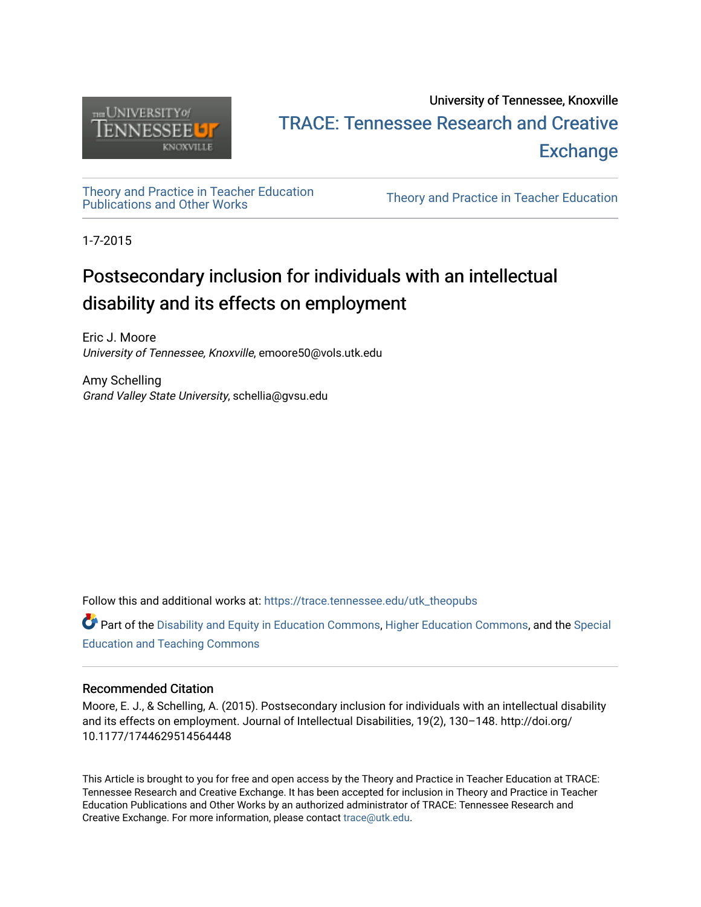University of Tennessee, Knoxville

TRACE: Tennessee Research and Creative Exchange

Theory and Practice in Teacher Education Publications and Other Works

Theory and Practice in Teacher Education

1-7-2015

# Postsecondary inclusion for individuals with an intellectual disability and its effects on employment

Eric J. Moore
*University of Tennessee, Knoxville*, emoore50@vols.utk.edu

Amy Schelling
*Grand Valley State University*, schellia@gvsu.edu

Follow this and additional works at: https://trace.tennessee.edu/utk_theopubs

Part of the Disability and Equity in Education Commons, Higher Education Commons, and the Special Education and Teaching Commons

## Recommended Citation

Moore, E. J., & Schelling, A. (2015). Postsecondary inclusion for individuals with an intellectual disability and its effects on employment. Journal of Intellectual Disabilities, 19(2), 130–148. http://doi.org/10.1177/1744629514564448

This Article is brought to you for free and open access by the Theory and Practice in Teacher Education at TRACE: Tennessee Research and Creative Exchange. It has been accepted for inclusion in Theory and Practice in Teacher Education Publications and Other Works by an authorized administrator of TRACE: Tennessee Research and Creative Exchange. For more information, please contact trace@utk.edu.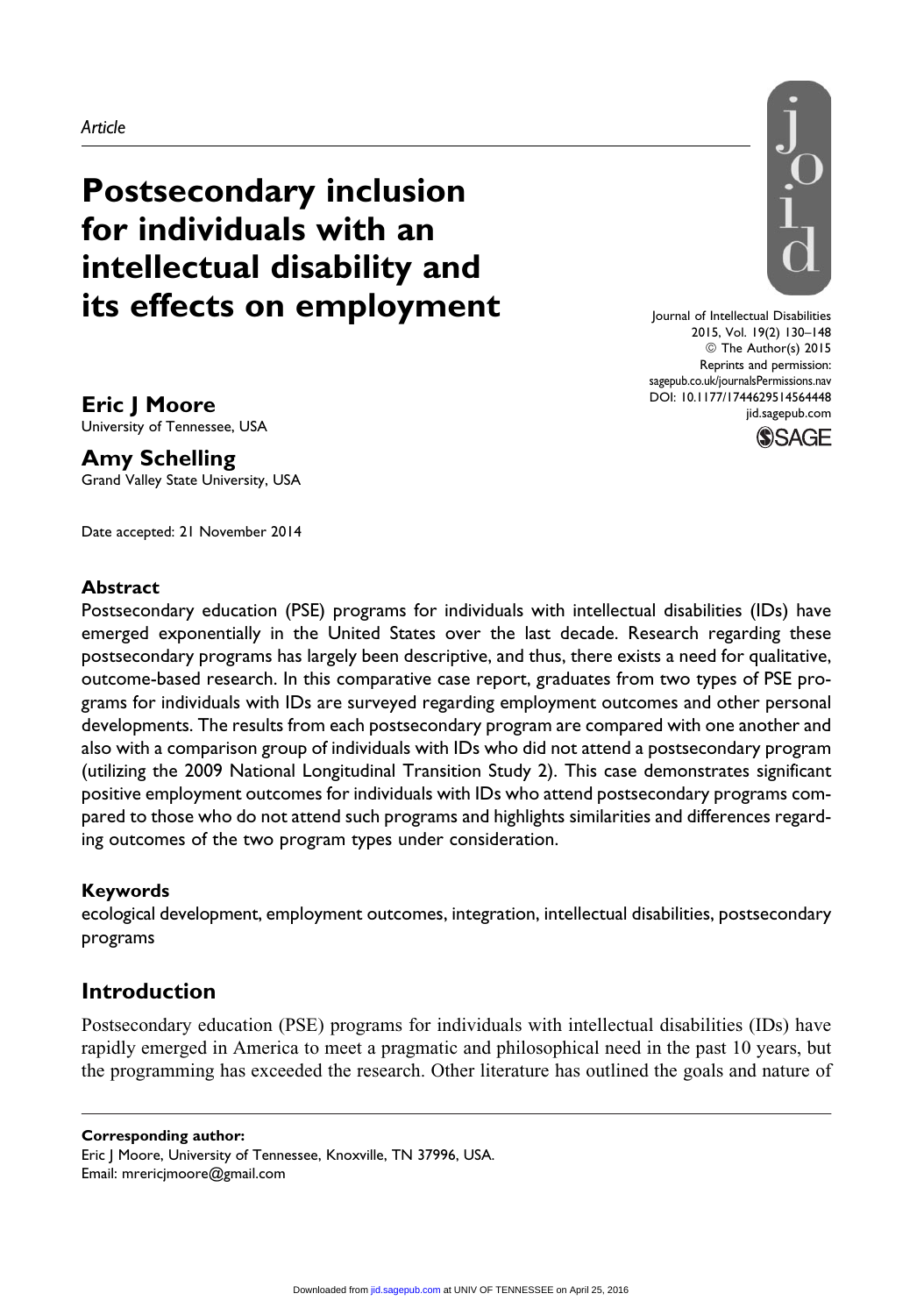Article

# Postsecondary inclusion for individuals with an intellectual disability and its effects on employment

Journal of Intellectual Disabilities
2015, Vol. 19(2) 130–148
© The Author(s) 2015
Reprints and permission:
sagepub.co.uk/journalsPermissions.nav
DOI: 10.1177/1744629514564448
jid.sagepub.com

**Eric J Moore**
University of Tennessee, USA

**Amy Schelling**
Grand Valley State University, USA

Date accepted: 21 November 2014

## Abstract

Postsecondary education (PSE) programs for individuals with intellectual disabilities (IDs) have emerged exponentially in the United States over the last decade. Research regarding these postsecondary programs has largely been descriptive, and thus, there exists a need for qualitative, outcome-based research. In this comparative case report, graduates from two types of PSE programs for individuals with IDs are surveyed regarding employment outcomes and other personal developments. The results from each postsecondary program are compared with one another and also with a comparison group of individuals with IDs who did not attend a postsecondary program (utilizing the 2009 National Longitudinal Transition Study 2). This case demonstrates significant positive employment outcomes for individuals with IDs who attend postsecondary programs compared to those who do not attend such programs and highlights similarities and differences regarding outcomes of the two program types under consideration.

## Keywords

ecological development, employment outcomes, integration, intellectual disabilities, postsecondary programs

## Introduction

Postsecondary education (PSE) programs for individuals with intellectual disabilities (IDs) have rapidly emerged in America to meet a pragmatic and philosophical need in the past 10 years, but the programming has exceeded the research. Other literature has outlined the goals and nature of

**Corresponding author:**
Eric J Moore, University of Tennessee, Knoxville, TN 37996, USA.
Email: mrericjmoore@gmail.com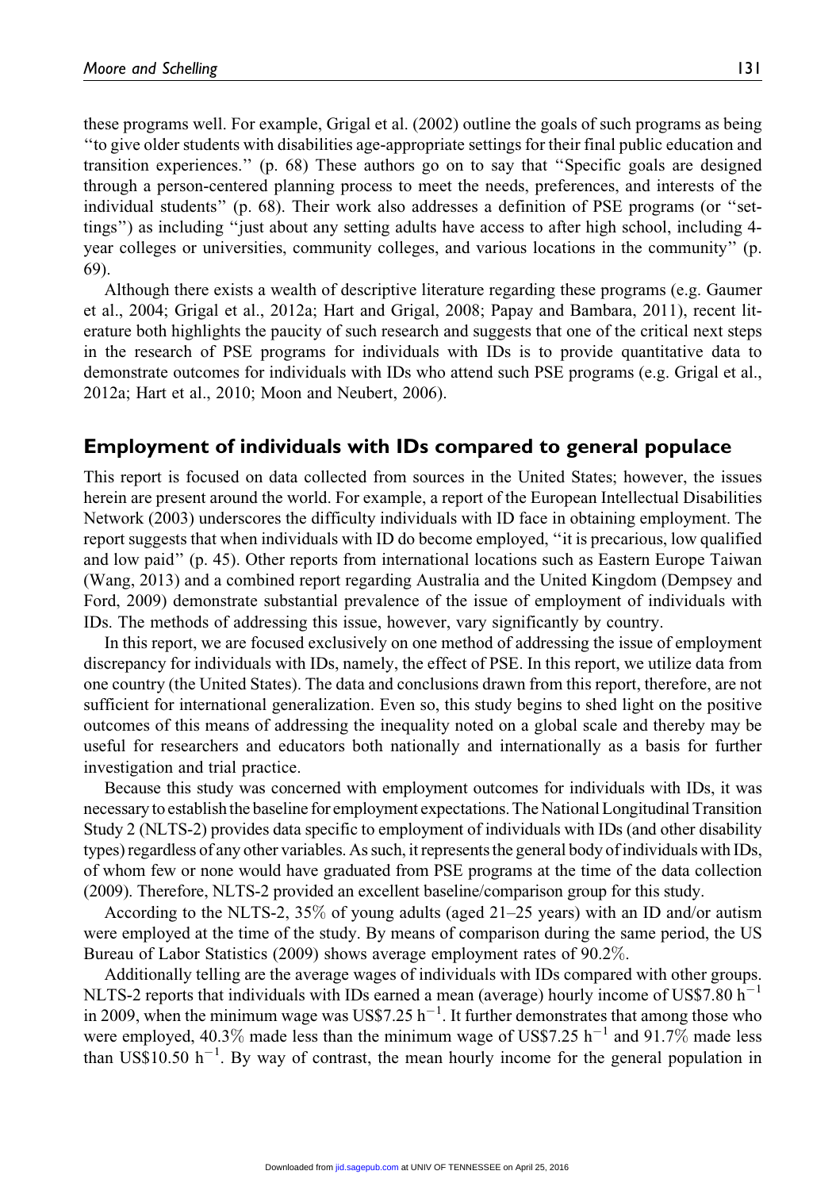these programs well. For example, Grigal et al. (2002) outline the goals of such programs as being ''to give older students with disabilities age-appropriate settings for their final public education and transition experiences.'' (p. 68) These authors go on to say that ''Specific goals are designed through a person-centered planning process to meet the needs, preferences, and interests of the individual students'' (p. 68). Their work also addresses a definition of PSE programs (or ''settings'') as including ''just about any setting adults have access to after high school, including 4-year colleges or universities, community colleges, and various locations in the community'' (p. 69).

Although there exists a wealth of descriptive literature regarding these programs (e.g. Gaumer et al., 2004; Grigal et al., 2012a; Hart and Grigal, 2008; Papay and Bambara, 2011), recent literature both highlights the paucity of such research and suggests that one of the critical next steps in the research of PSE programs for individuals with IDs is to provide quantitative data to demonstrate outcomes for individuals with IDs who attend such PSE programs (e.g. Grigal et al., 2012a; Hart et al., 2010; Moon and Neubert, 2006).

## Employment of individuals with IDs compared to general populace

This report is focused on data collected from sources in the United States; however, the issues herein are present around the world. For example, a report of the European Intellectual Disabilities Network (2003) underscores the difficulty individuals with ID face in obtaining employment. The report suggests that when individuals with ID do become employed, ''it is precarious, low qualified and low paid'' (p. 45). Other reports from international locations such as Eastern Europe Taiwan (Wang, 2013) and a combined report regarding Australia and the United Kingdom (Dempsey and Ford, 2009) demonstrate substantial prevalence of the issue of employment of individuals with IDs. The methods of addressing this issue, however, vary significantly by country.

In this report, we are focused exclusively on one method of addressing the issue of employment discrepancy for individuals with IDs, namely, the effect of PSE. In this report, we utilize data from one country (the United States). The data and conclusions drawn from this report, therefore, are not sufficient for international generalization. Even so, this study begins to shed light on the positive outcomes of this means of addressing the inequality noted on a global scale and thereby may be useful for researchers and educators both nationally and internationally as a basis for further investigation and trial practice.

Because this study was concerned with employment outcomes for individuals with IDs, it was necessary to establish the baseline for employment expectations. The National Longitudinal Transition Study 2 (NLTS-2) provides data specific to employment of individuals with IDs (and other disability types) regardless of any other variables. As such, it represents the general body of individuals with IDs, of whom few or none would have graduated from PSE programs at the time of the data collection (2009). Therefore, NLTS-2 provided an excellent baseline/comparison group for this study.

According to the NLTS-2, 35% of young adults (aged 21–25 years) with an ID and/or autism were employed at the time of the study. By means of comparison during the same period, the US Bureau of Labor Statistics (2009) shows average employment rates of 90.2%.

Additionally telling are the average wages of individuals with IDs compared with other groups. NLTS-2 reports that individuals with IDs earned a mean (average) hourly income of US\$7.80 $h^{-1}$ in 2009, when the minimum wage was US\$7.25 $h^{-1}$. It further demonstrates that among those who were employed, 40.3% made less than the minimum wage of US\$7.25 $h^{-1}$ and 91.7% made less than US\$10.50 $h^{-1}$. By way of contrast, the mean hourly income for the general population in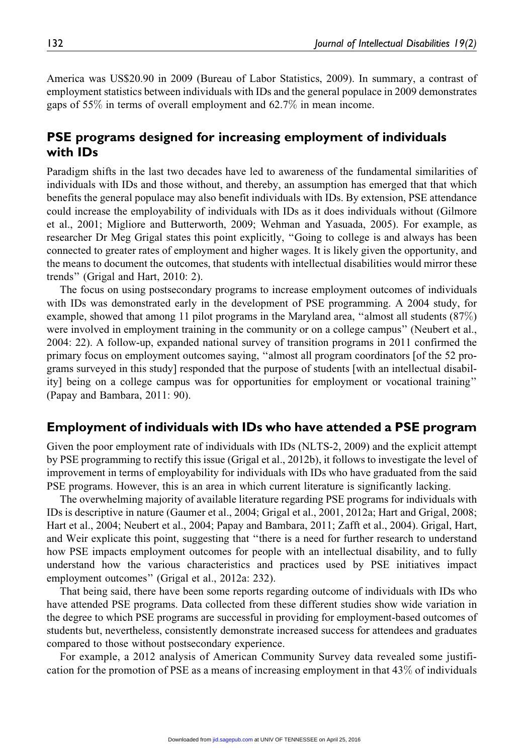America was US$20.90 in 2009 (Bureau of Labor Statistics, 2009). In summary, a contrast of employment statistics between individuals with IDs and the general populace in 2009 demonstrates gaps of 55% in terms of overall employment and 62.7% in mean income.

## PSE programs designed for increasing employment of individuals with IDs

Paradigm shifts in the last two decades have led to awareness of the fundamental similarities of individuals with IDs and those without, and thereby, an assumption has emerged that that which benefits the general populace may also benefit individuals with IDs. By extension, PSE attendance could increase the employability of individuals with IDs as it does individuals without (Gilmore et al., 2001; Migliore and Butterworth, 2009; Wehman and Yasuada, 2005). For example, as researcher Dr Meg Grigal states this point explicitly, ''Going to college is and always has been connected to greater rates of employment and higher wages. It is likely given the opportunity, and the means to document the outcomes, that students with intellectual disabilities would mirror these trends'' (Grigal and Hart, 2010: 2).

The focus on using postsecondary programs to increase employment outcomes of individuals with IDs was demonstrated early in the development of PSE programming. A 2004 study, for example, showed that among 11 pilot programs in the Maryland area, ''almost all students (87%) were involved in employment training in the community or on a college campus'' (Neubert et al., 2004: 22). A follow-up, expanded national survey of transition programs in 2011 confirmed the primary focus on employment outcomes saying, ''almost all program coordinators [of the 52 programs surveyed in this study] responded that the purpose of students [with an intellectual disability] being on a college campus was for opportunities for employment or vocational training'' (Papay and Bambara, 2011: 90).

## Employment of individuals with IDs who have attended a PSE program

Given the poor employment rate of individuals with IDs (NLTS-2, 2009) and the explicit attempt by PSE programming to rectify this issue (Grigal et al., 2012b), it follows to investigate the level of improvement in terms of employability for individuals with IDs who have graduated from the said PSE programs. However, this is an area in which current literature is significantly lacking.

The overwhelming majority of available literature regarding PSE programs for individuals with IDs is descriptive in nature (Gaumer et al., 2004; Grigal et al., 2001, 2012a; Hart and Grigal, 2008; Hart et al., 2004; Neubert et al., 2004; Papay and Bambara, 2011; Zafft et al., 2004). Grigal, Hart, and Weir explicate this point, suggesting that ''there is a need for further research to understand how PSE impacts employment outcomes for people with an intellectual disability, and to fully understand how the various characteristics and practices used by PSE initiatives impact employment outcomes'' (Grigal et al., 2012a: 232).

That being said, there have been some reports regarding outcome of individuals with IDs who have attended PSE programs. Data collected from these different studies show wide variation in the degree to which PSE programs are successful in providing for employment-based outcomes of students but, nevertheless, consistently demonstrate increased success for attendees and graduates compared to those without postsecondary experience.

For example, a 2012 analysis of American Community Survey data revealed some justification for the promotion of PSE as a means of increasing employment in that 43% of individuals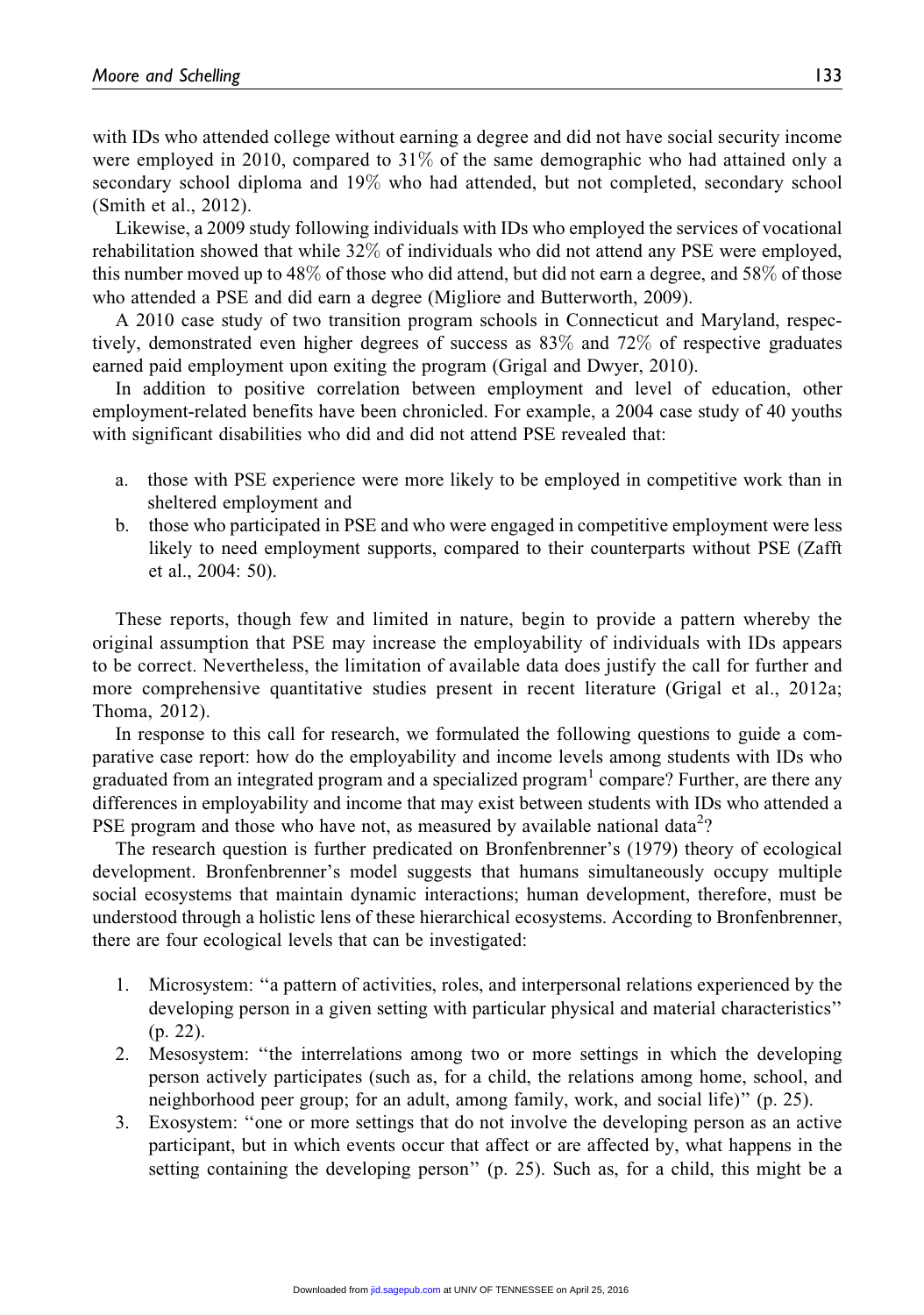with IDs who attended college without earning a degree and did not have social security income were employed in 2010, compared to 31% of the same demographic who had attained only a secondary school diploma and 19% who had attended, but not completed, secondary school (Smith et al., 2012).

Likewise, a 2009 study following individuals with IDs who employed the services of vocational rehabilitation showed that while 32% of individuals who did not attend any PSE were employed, this number moved up to 48% of those who did attend, but did not earn a degree, and 58% of those who attended a PSE and did earn a degree (Migliore and Butterworth, 2009).

A 2010 case study of two transition program schools in Connecticut and Maryland, respectively, demonstrated even higher degrees of success as 83% and 72% of respective graduates earned paid employment upon exiting the program (Grigal and Dwyer, 2010).

In addition to positive correlation between employment and level of education, other employment-related benefits have been chronicled. For example, a 2004 case study of 40 youths with significant disabilities who did and did not attend PSE revealed that:

a. those with PSE experience were more likely to be employed in competitive work than in sheltered employment and
b. those who participated in PSE and who were engaged in competitive employment were less likely to need employment supports, compared to their counterparts without PSE (Zafft et al., 2004: 50).

These reports, though few and limited in nature, begin to provide a pattern whereby the original assumption that PSE may increase the employability of individuals with IDs appears to be correct. Nevertheless, the limitation of available data does justify the call for further and more comprehensive quantitative studies present in recent literature (Grigal et al., 2012a; Thoma, 2012).

In response to this call for research, we formulated the following questions to guide a comparative case report: how do the employability and income levels among students with IDs who graduated from an integrated program and a specialized program[1] compare? Further, are there any differences in employability and income that may exist between students with IDs who attended a PSE program and those who have not, as measured by available national data[2]?

The research question is further predicated on Bronfenbrenner's (1979) theory of ecological development. Bronfenbrenner's model suggests that humans simultaneously occupy multiple social ecosystems that maintain dynamic interactions; human development, therefore, must be understood through a holistic lens of these hierarchical ecosystems. According to Bronfenbrenner, there are four ecological levels that can be investigated:

1. Microsystem: "a pattern of activities, roles, and interpersonal relations experienced by the developing person in a given setting with particular physical and material characteristics" (p. 22).
2. Mesosystem: "the interrelations among two or more settings in which the developing person actively participates (such as, for a child, the relations among home, school, and neighborhood peer group; for an adult, among family, work, and social life)" (p. 25).
3. Exosystem: "one or more settings that do not involve the developing person as an active participant, but in which events occur that affect or are affected by, what happens in the setting containing the developing person" (p. 25). Such as, for a child, this might be a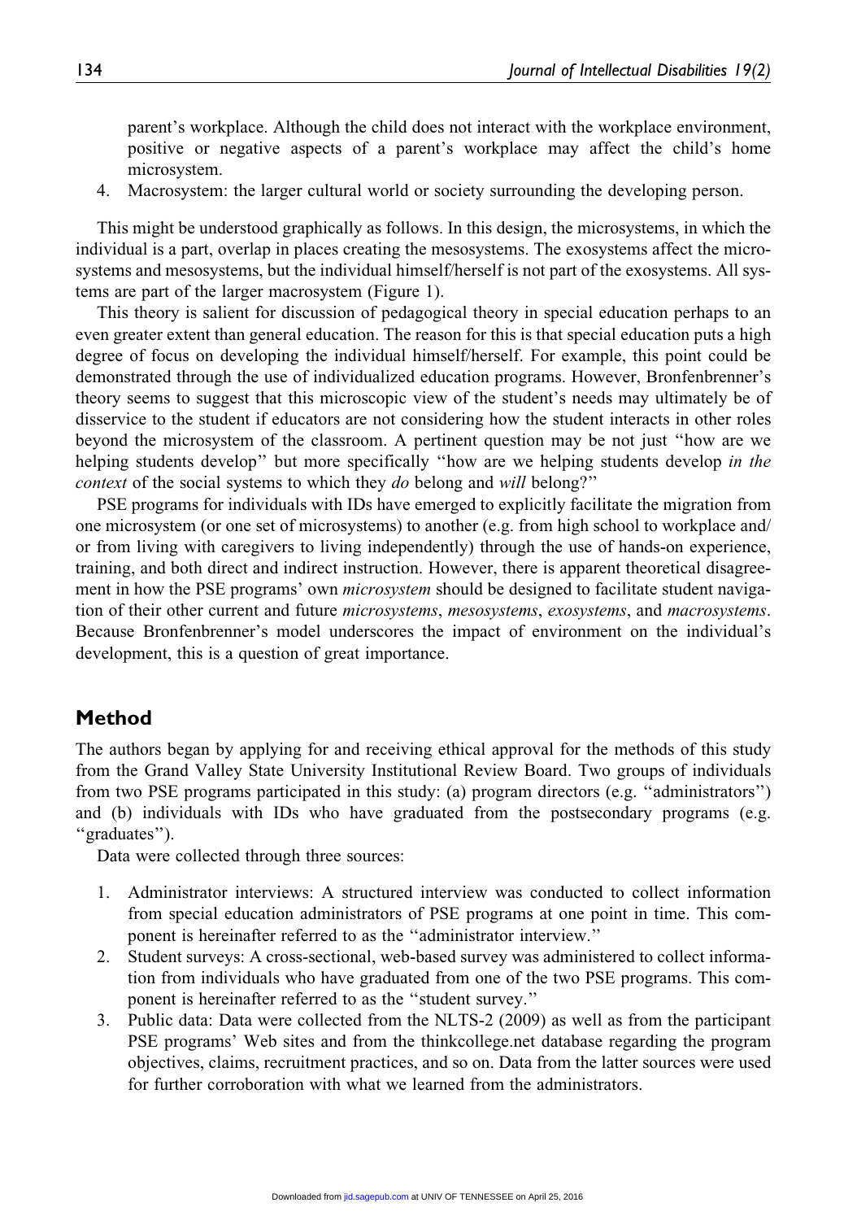parent's workplace. Although the child does not interact with the workplace environment, positive or negative aspects of a parent's workplace may affect the child's home microsystem.

4. Macrosystem: the larger cultural world or society surrounding the developing person.

This might be understood graphically as follows. In this design, the microsystems, in which the individual is a part, overlap in places creating the mesosystems. The exosystems affect the microsystems and mesosystems, but the individual himself/herself is not part of the exosystems. All systems are part of the larger macrosystem (Figure 1).

This theory is salient for discussion of pedagogical theory in special education perhaps to an even greater extent than general education. The reason for this is that special education puts a high degree of focus on developing the individual himself/herself. For example, this point could be demonstrated through the use of individualized education programs. However, Bronfenbrenner's theory seems to suggest that this microscopic view of the student's needs may ultimately be of disservice to the student if educators are not considering how the student interacts in other roles beyond the microsystem of the classroom. A pertinent question may be not just "how are we helping students develop" but more specifically "how are we helping students develop *in the context* of the social systems to which they *do* belong and *will* belong?"

PSE programs for individuals with IDs have emerged to explicitly facilitate the migration from one microsystem (or one set of microsystems) to another (e.g. from high school to workplace and/or from living with caregivers to living independently) through the use of hands-on experience, training, and both direct and indirect instruction. However, there is apparent theoretical disagreement in how the PSE programs' own *microsystem* should be designed to facilitate student navigation of their other current and future *microsystems*, *mesosystems*, *exosystems*, and *macrosystems*. Because Bronfenbrenner's model underscores the impact of environment on the individual's development, this is a question of great importance.

## Method

The authors began by applying for and receiving ethical approval for the methods of this study from the Grand Valley State University Institutional Review Board. Two groups of individuals from two PSE programs participated in this study: (a) program directors (e.g. "administrators") and (b) individuals with IDs who have graduated from the postsecondary programs (e.g. "graduates").

Data were collected through three sources:

1. Administrator interviews: A structured interview was conducted to collect information from special education administrators of PSE programs at one point in time. This component is hereinafter referred to as the "administrator interview."
2. Student surveys: A cross-sectional, web-based survey was administered to collect information from individuals who have graduated from one of the two PSE programs. This component is hereinafter referred to as the "student survey."
3. Public data: Data were collected from the NLTS-2 (2009) as well as from the participant PSE programs' Web sites and from the thinkcollege.net database regarding the program objectives, claims, recruitment practices, and so on. Data from the latter sources were used for further corroboration with what we learned from the administrators.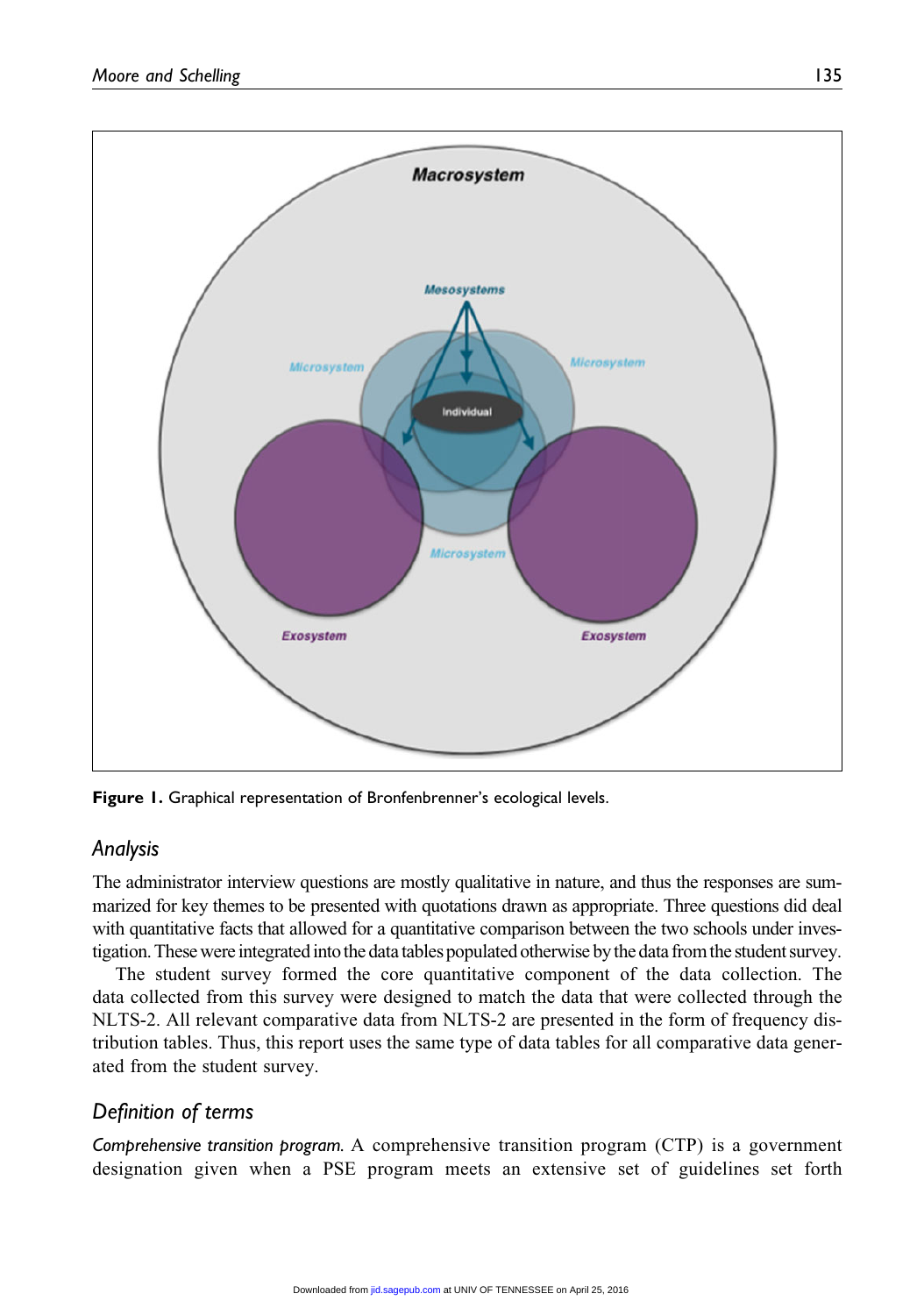Macrosystem

Mesosystems

Microsystem

Microsystem

Individual

Microsystem

Exosystem

Exosystem

**Figure 1.** Graphical representation of Bronfenbrenner's ecological levels.

## Analysis

The administrator interview questions are mostly qualitative in nature, and thus the responses are summarized for key themes to be presented with quotations drawn as appropriate. Three questions did deal with quantitative facts that allowed for a quantitative comparison between the two schools under investigation. These were integrated into the data tables populated otherwise by the data from the student survey.

The student survey formed the core quantitative component of the data collection. The data collected from this survey were designed to match the data that were collected through the NLTS-2. All relevant comparative data from NLTS-2 are presented in the form of frequency distribution tables. Thus, this report uses the same type of data tables for all comparative data generated from the student survey.

## Definition of terms

*Comprehensive transition program.* A comprehensive transition program (CTP) is a government designation given when a PSE program meets an extensive set of guidelines set forth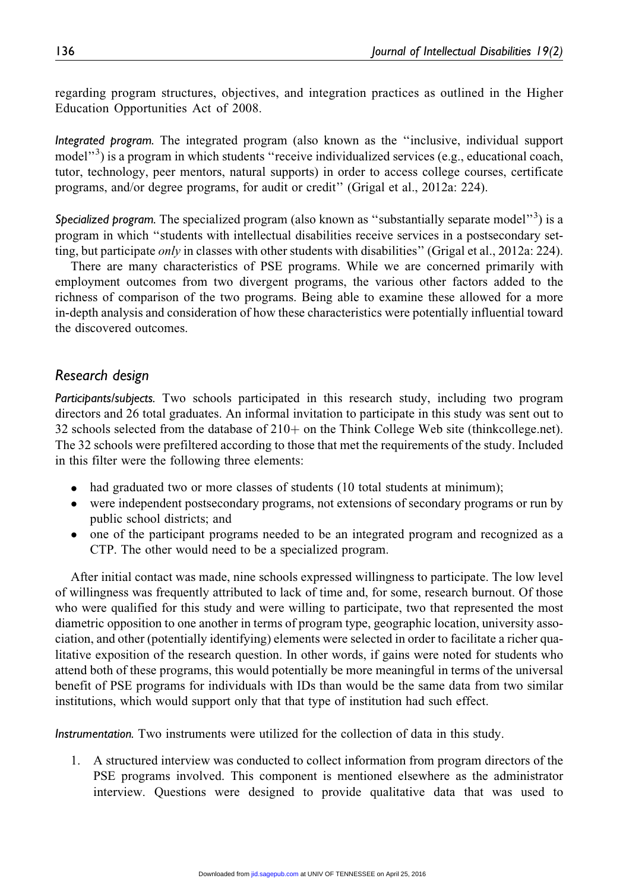regarding program structures, objectives, and integration practices as outlined in the Higher Education Opportunities Act of 2008.

*Integrated program.* The integrated program (also known as the ''inclusive, individual support model''[3]) is a program in which students ''receive individualized services (e.g., educational coach, tutor, technology, peer mentors, natural supports) in order to access college courses, certificate programs, and/or degree programs, for audit or credit'' (Grigal et al., 2012a: 224).

*Specialized program.* The specialized program (also known as ''substantially separate model''[3]) is a program in which ''students with intellectual disabilities receive services in a postsecondary setting, but participate *only* in classes with other students with disabilities'' (Grigal et al., 2012a: 224).

There are many characteristics of PSE programs. While we are concerned primarily with employment outcomes from two divergent programs, the various other factors added to the richness of comparison of the two programs. Being able to examine these allowed for a more in-depth analysis and consideration of how these characteristics were potentially influential toward the discovered outcomes.

## Research design

*Participants/subjects.* Two schools participated in this research study, including two program directors and 26 total graduates. An informal invitation to participate in this study was sent out to 32 schools selected from the database of 210+ on the Think College Web site (thinkcollege.net). The 32 schools were prefiltered according to those that met the requirements of the study. Included in this filter were the following three elements:

- had graduated two or more classes of students (10 total students at minimum);
- were independent postsecondary programs, not extensions of secondary programs or run by public school districts; and
- one of the participant programs needed to be an integrated program and recognized as a CTP. The other would need to be a specialized program.

After initial contact was made, nine schools expressed willingness to participate. The low level of willingness was frequently attributed to lack of time and, for some, research burnout. Of those who were qualified for this study and were willing to participate, two that represented the most diametric opposition to one another in terms of program type, geographic location, university association, and other (potentially identifying) elements were selected in order to facilitate a richer qualitative exposition of the research question. In other words, if gains were noted for students who attend both of these programs, this would potentially be more meaningful in terms of the universal benefit of PSE programs for individuals with IDs than would be the same data from two similar institutions, which would support only that that type of institution had such effect.

*Instrumentation.* Two instruments were utilized for the collection of data in this study.

1. A structured interview was conducted to collect information from program directors of the PSE programs involved. This component is mentioned elsewhere as the administrator interview. Questions were designed to provide qualitative data that was used to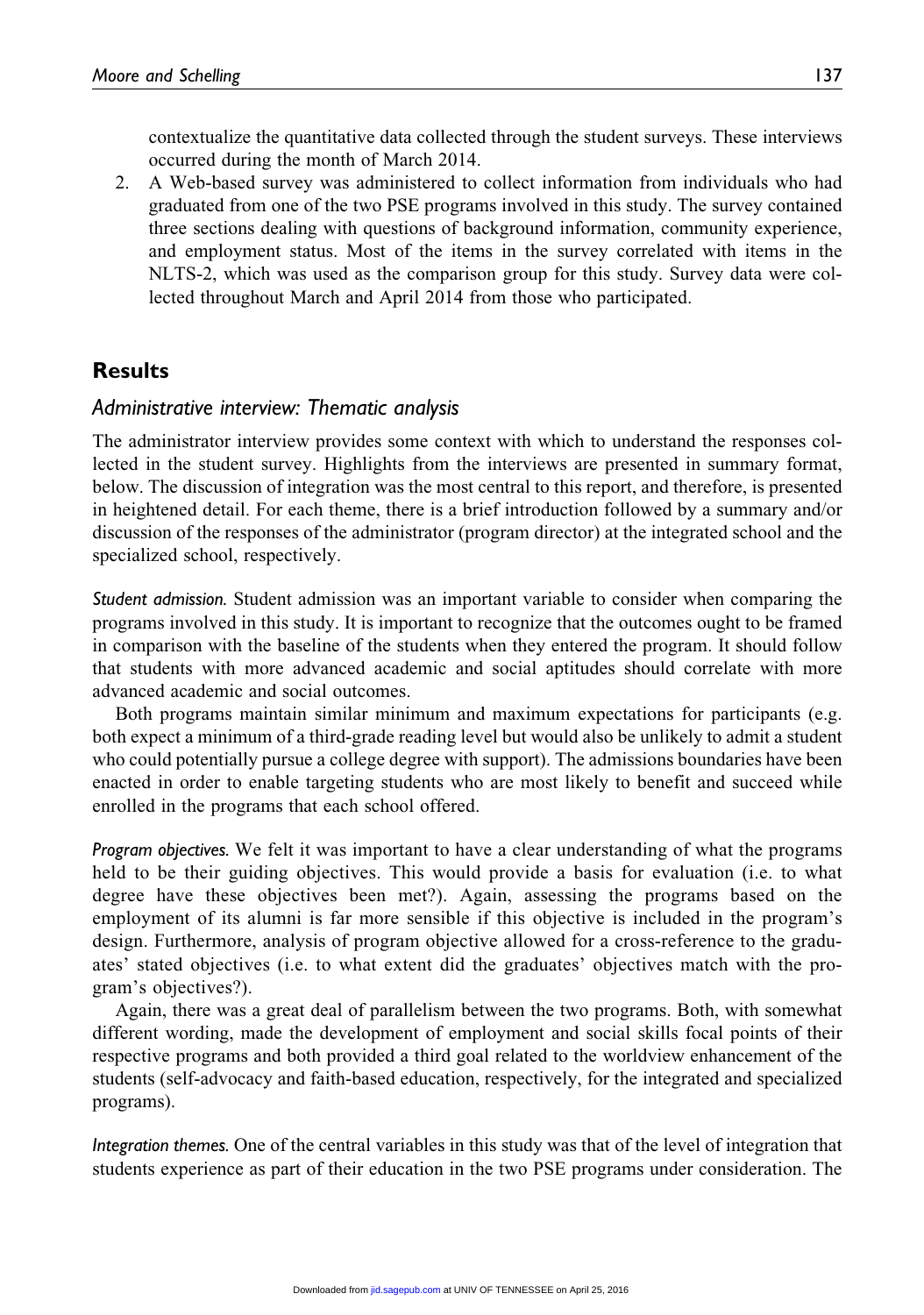contextualize the quantitative data collected through the student surveys. These interviews occurred during the month of March 2014.

2. A Web-based survey was administered to collect information from individuals who had graduated from one of the two PSE programs involved in this study. The survey contained three sections dealing with questions of background information, community experience, and employment status. Most of the items in the survey correlated with items in the NLTS-2, which was used as the comparison group for this study. Survey data were collected throughout March and April 2014 from those who participated.

## Results

### *Administrative interview: Thematic analysis*

The administrator interview provides some context with which to understand the responses collected in the student survey. Highlights from the interviews are presented in summary format, below. The discussion of integration was the most central to this report, and therefore, is presented in heightened detail. For each theme, there is a brief introduction followed by a summary and/or discussion of the responses of the administrator (program director) at the integrated school and the specialized school, respectively.

*Student admission.* Student admission was an important variable to consider when comparing the programs involved in this study. It is important to recognize that the outcomes ought to be framed in comparison with the baseline of the students when they entered the program. It should follow that students with more advanced academic and social aptitudes should correlate with more advanced academic and social outcomes.

Both programs maintain similar minimum and maximum expectations for participants (e.g. both expect a minimum of a third-grade reading level but would also be unlikely to admit a student who could potentially pursue a college degree with support). The admissions boundaries have been enacted in order to enable targeting students who are most likely to benefit and succeed while enrolled in the programs that each school offered.

*Program objectives.* We felt it was important to have a clear understanding of what the programs held to be their guiding objectives. This would provide a basis for evaluation (i.e. to what degree have these objectives been met?). Again, assessing the programs based on the employment of its alumni is far more sensible if this objective is included in the program's design. Furthermore, analysis of program objective allowed for a cross-reference to the graduates' stated objectives (i.e. to what extent did the graduates' objectives match with the program's objectives?).

Again, there was a great deal of parallelism between the two programs. Both, with somewhat different wording, made the development of employment and social skills focal points of their respective programs and both provided a third goal related to the worldview enhancement of the students (self-advocacy and faith-based education, respectively, for the integrated and specialized programs).

*Integration themes.* One of the central variables in this study was that of the level of integration that students experience as part of their education in the two PSE programs under consideration. The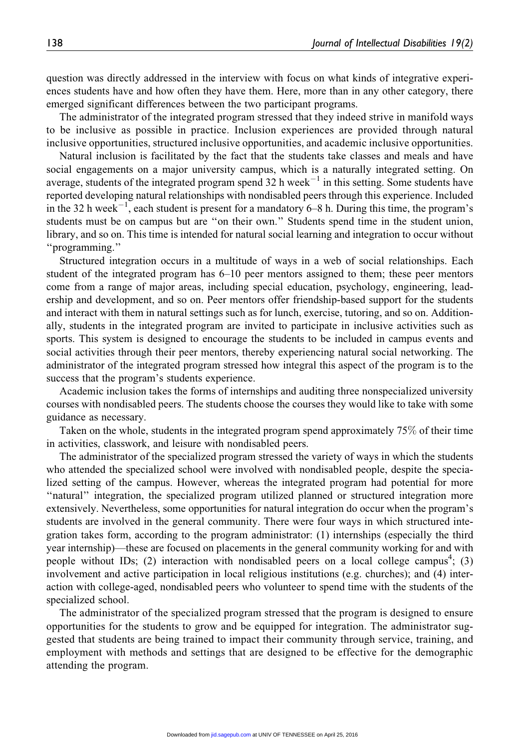question was directly addressed in the interview with focus on what kinds of integrative experiences students have and how often they have them. Here, more than in any other category, there emerged significant differences between the two participant programs.

The administrator of the integrated program stressed that they indeed strive in manifold ways to be inclusive as possible in practice. Inclusion experiences are provided through natural inclusive opportunities, structured inclusive opportunities, and academic inclusive opportunities.

Natural inclusion is facilitated by the fact that the students take classes and meals and have social engagements on a major university campus, which is a naturally integrated setting. On average, students of the integrated program spend 32 h week$^{-1}$ in this setting. Some students have reported developing natural relationships with nondisabled peers through this experience. Included in the 32 h week$^{-1}$, each student is present for a mandatory 6–8 h. During this time, the program's students must be on campus but are ''on their own.'' Students spend time in the student union, library, and so on. This time is intended for natural social learning and integration to occur without ''programming.''

Structured integration occurs in a multitude of ways in a web of social relationships. Each student of the integrated program has 6–10 peer mentors assigned to them; these peer mentors come from a range of major areas, including special education, psychology, engineering, leadership and development, and so on. Peer mentors offer friendship-based support for the students and interact with them in natural settings such as for lunch, exercise, tutoring, and so on. Additionally, students in the integrated program are invited to participate in inclusive activities such as sports. This system is designed to encourage the students to be included in campus events and social activities through their peer mentors, thereby experiencing natural social networking. The administrator of the integrated program stressed how integral this aspect of the program is to the success that the program's students experience.

Academic inclusion takes the forms of internships and auditing three nonspecialized university courses with nondisabled peers. The students choose the courses they would like to take with some guidance as necessary.

Taken on the whole, students in the integrated program spend approximately 75% of their time in activities, classwork, and leisure with nondisabled peers.

The administrator of the specialized program stressed the variety of ways in which the students who attended the specialized school were involved with nondisabled people, despite the specialized setting of the campus. However, whereas the integrated program had potential for more ''natural'' integration, the specialized program utilized planned or structured integration more extensively. Nevertheless, some opportunities for natural integration do occur when the program's students are involved in the general community. There were four ways in which structured integration takes form, according to the program administrator: (1) internships (especially the third year internship)—these are focused on placements in the general community working for and with people without IDs; (2) interaction with nondisabled peers on a local college campus[4]; (3) involvement and active participation in local religious institutions (e.g. churches); and (4) interaction with college-aged, nondisabled peers who volunteer to spend time with the students of the specialized school.

The administrator of the specialized program stressed that the program is designed to ensure opportunities for the students to grow and be equipped for integration. The administrator suggested that students are being trained to impact their community through service, training, and employment with methods and settings that are designed to be effective for the demographic attending the program.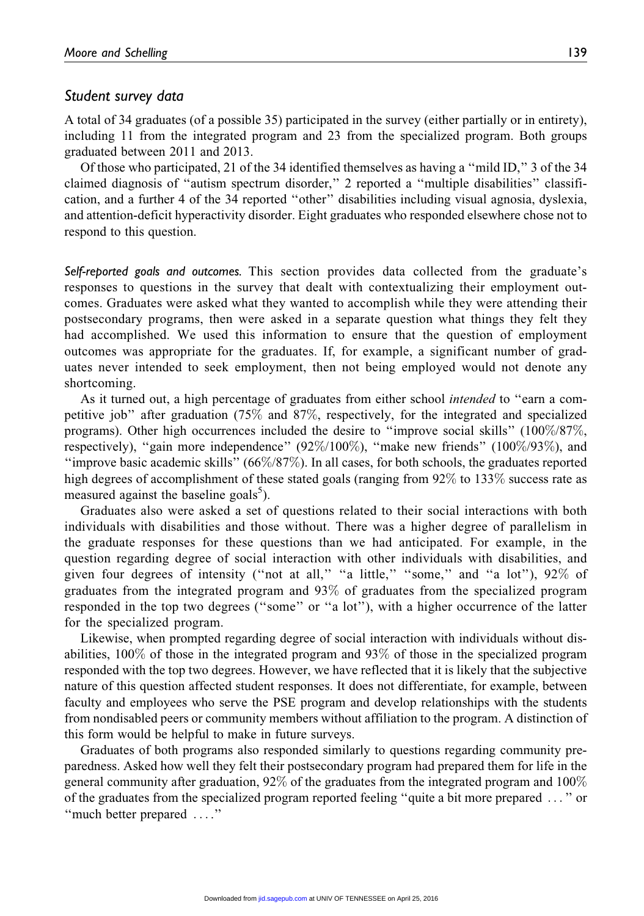### Student survey data

A total of 34 graduates (of a possible 35) participated in the survey (either partially or in entirety), including 11 from the integrated program and 23 from the specialized program. Both groups graduated between 2011 and 2013.

Of those who participated, 21 of the 34 identified themselves as having a "mild ID," 3 of the 34 claimed diagnosis of "autism spectrum disorder," 2 reported a "multiple disabilities" classification, and a further 4 of the 34 reported "other" disabilities including visual agnosia, dyslexia, and attention-deficit hyperactivity disorder. Eight graduates who responded elsewhere chose not to respond to this question.

***Self-reported goals and outcomes.*** This section provides data collected from the graduate's responses to questions in the survey that dealt with contextualizing their employment outcomes. Graduates were asked what they wanted to accomplish while they were attending their postsecondary programs, then were asked in a separate question what things they felt they had accomplished. We used this information to ensure that the question of employment outcomes was appropriate for the graduates. If, for example, a significant number of graduates never intended to seek employment, then not being employed would not denote any shortcoming.

As it turned out, a high percentage of graduates from either school *intended* to "earn a competitive job" after graduation (75% and 87%, respectively, for the integrated and specialized programs). Other high occurrences included the desire to "improve social skills" (100%/87%, respectively), "gain more independence" (92%/100%), "make new friends" (100%/93%), and "improve basic academic skills" (66%/87%). In all cases, for both schools, the graduates reported high degrees of accomplishment of these stated goals (ranging from 92% to 133% success rate as measured against the baseline goals[5]).

Graduates also were asked a set of questions related to their social interactions with both individuals with disabilities and those without. There was a higher degree of parallelism in the graduate responses for these questions than we had anticipated. For example, in the question regarding degree of social interaction with other individuals with disabilities, and given four degrees of intensity ("not at all," "a little," "some," and "a lot"), 92% of graduates from the integrated program and 93% of graduates from the specialized program responded in the top two degrees ("some" or "a lot"), with a higher occurrence of the latter for the specialized program.

Likewise, when prompted regarding degree of social interaction with individuals without disabilities, 100% of those in the integrated program and 93% of those in the specialized program responded with the top two degrees. However, we have reflected that it is likely that the subjective nature of this question affected student responses. It does not differentiate, for example, between faculty and employees who serve the PSE program and develop relationships with the students from nondisabled peers or community members without affiliation to the program. A distinction of this form would be helpful to make in future surveys.

Graduates of both programs also responded similarly to questions regarding community preparedness. Asked how well they felt their postsecondary program had prepared them for life in the general community after graduation, 92% of the graduates from the integrated program and 100% of the graduates from the specialized program reported feeling "quite a bit more prepared ..." or "much better prepared ...."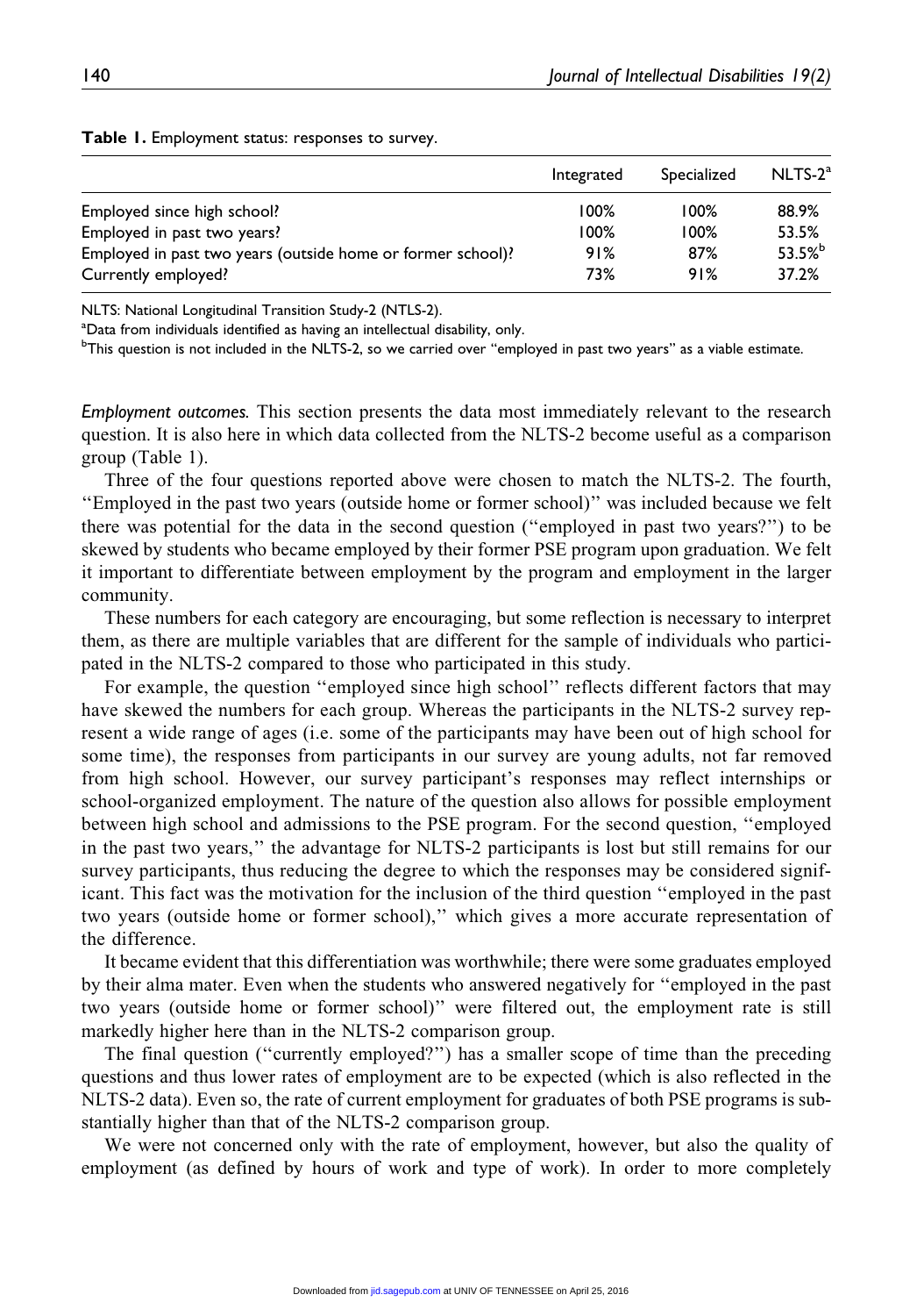**Table 1.** Employment status: responses to survey.

| | Integrated | Specialized | NLTS-2[a] |
|---|---|---|---|
| Employed since high school? | 100% | 100% | 88.9% |
| Employed in past two years? | 100% | 100% | 53.5% |
| Employed in past two years (outside home or former school)? | 91% | 87% | 53.5%[b] |
| Currently employed? | 73% | 91% | 37.2% |

NLTS: National Longitudinal Transition Study-2 (NTLS-2).

[a]Data from individuals identified as having an intellectual disability, only.

[b]This question is not included in the NLTS-2, so we carried over "employed in past two years" as a viable estimate.

*Employment outcomes.* This section presents the data most immediately relevant to the research question. It is also here in which data collected from the NLTS-2 become useful as a comparison group (Table 1).

Three of the four questions reported above were chosen to match the NLTS-2. The fourth, "Employed in the past two years (outside home or former school)" was included because we felt there was potential for the data in the second question ("employed in past two years?") to be skewed by students who became employed by their former PSE program upon graduation. We felt it important to differentiate between employment by the program and employment in the larger community.

These numbers for each category are encouraging, but some reflection is necessary to interpret them, as there are multiple variables that are different for the sample of individuals who participated in the NLTS-2 compared to those who participated in this study.

For example, the question "employed since high school" reflects different factors that may have skewed the numbers for each group. Whereas the participants in the NLTS-2 survey represent a wide range of ages (i.e. some of the participants may have been out of high school for some time), the responses from participants in our survey are young adults, not far removed from high school. However, our survey participant's responses may reflect internships or school-organized employment. The nature of the question also allows for possible employment between high school and admissions to the PSE program. For the second question, "employed in the past two years," the advantage for NLTS-2 participants is lost but still remains for our survey participants, thus reducing the degree to which the responses may be considered significant. This fact was the motivation for the inclusion of the third question "employed in the past two years (outside home or former school)," which gives a more accurate representation of the difference.

It became evident that this differentiation was worthwhile; there were some graduates employed by their alma mater. Even when the students who answered negatively for "employed in the past two years (outside home or former school)" were filtered out, the employment rate is still markedly higher here than in the NLTS-2 comparison group.

The final question ("currently employed?") has a smaller scope of time than the preceding questions and thus lower rates of employment are to be expected (which is also reflected in the NLTS-2 data). Even so, the rate of current employment for graduates of both PSE programs is substantially higher than that of the NLTS-2 comparison group.

We were not concerned only with the rate of employment, however, but also the quality of employment (as defined by hours of work and type of work). In order to more completely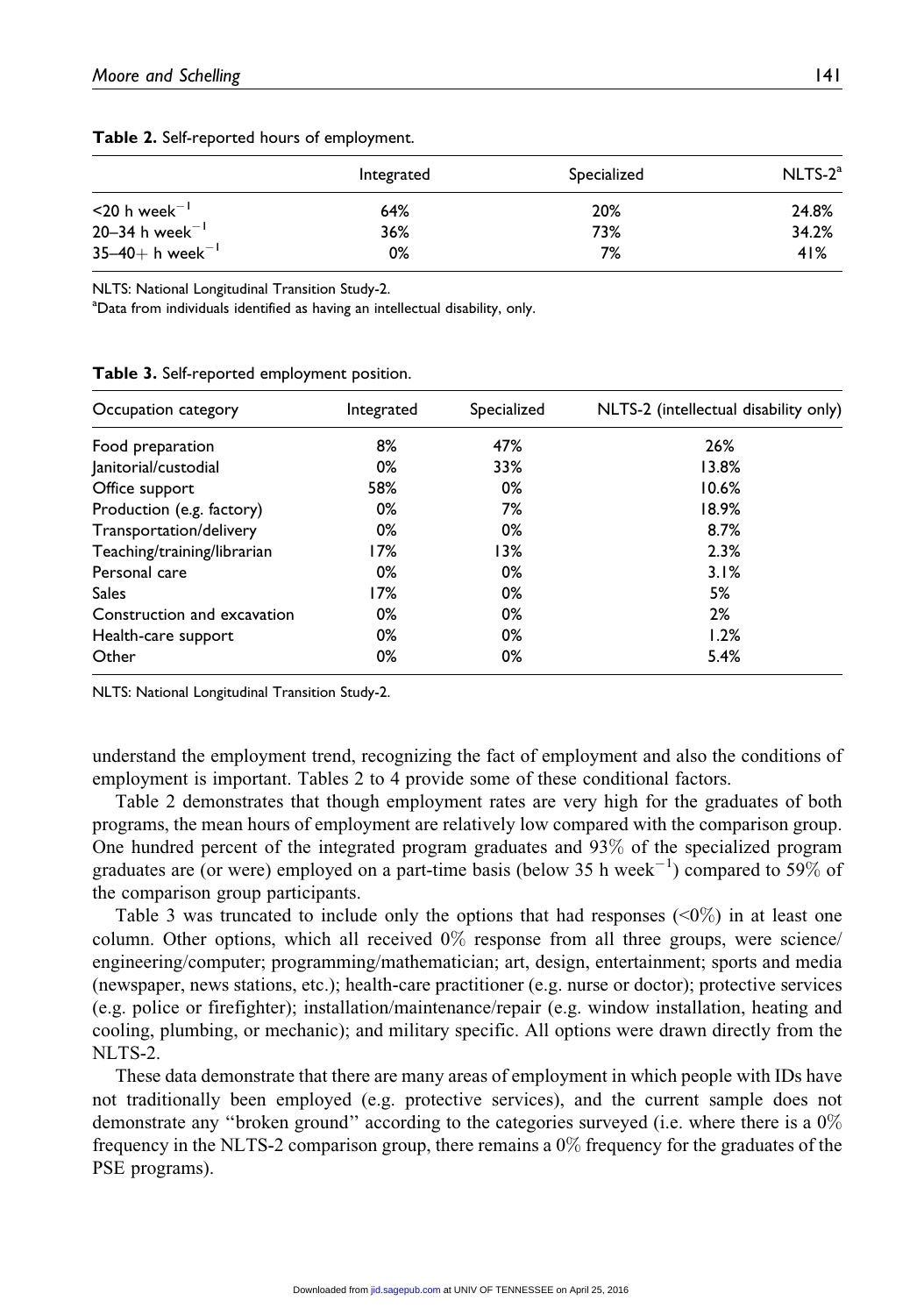**Table 2.** Self-reported hours of employment.

| | Integrated | Specialized | NLTS-2[a] |
|---|---|---|---|
| <20 h week$^{-1}$ | 64% | 20% | 24.8% |
| 20–34 h week$^{-1}$ | 36% | 73% | 34.2% |
| 35–40+ h week$^{-1}$ | 0% | 7% | 41% |

NLTS: National Longitudinal Transition Study-2.
[a]Data from individuals identified as having an intellectual disability, only.

**Table 3.** Self-reported employment position.

| Occupation category | Integrated | Specialized | NLTS-2 (intellectual disability only) |
|---|---|---|---|
| Food preparation | 8% | 47% | 26% |
| Janitorial/custodial | 0% | 33% | 13.8% |
| Office support | 58% | 0% | 10.6% |
| Production (e.g. factory) | 0% | 7% | 18.9% |
| Transportation/delivery | 0% | 0% | 8.7% |
| Teaching/training/librarian | 17% | 13% | 2.3% |
| Personal care | 0% | 0% | 3.1% |
| Sales | 17% | 0% | 5% |
| Construction and excavation | 0% | 0% | 2% |
| Health-care support | 0% | 0% | 1.2% |
| Other | 0% | 0% | 5.4% |

NLTS: National Longitudinal Transition Study-2.

understand the employment trend, recognizing the fact of employment and also the conditions of employment is important. Tables 2 to 4 provide some of these conditional factors.

Table 2 demonstrates that though employment rates are very high for the graduates of both programs, the mean hours of employment are relatively low compared with the comparison group. One hundred percent of the integrated program graduates and 93% of the specialized program graduates are (or were) employed on a part-time basis (below 35 h week$^{-1}$) compared to 59% of the comparison group participants.

Table 3 was truncated to include only the options that had responses (<0%) in at least one column. Other options, which all received 0% response from all three groups, were science/engineering/computer; programming/mathematician; art, design, entertainment; sports and media (newspaper, news stations, etc.); health-care practitioner (e.g. nurse or doctor); protective services (e.g. police or firefighter); installation/maintenance/repair (e.g. window installation, heating and cooling, plumbing, or mechanic); and military specific. All options were drawn directly from the NLTS-2.

These data demonstrate that there are many areas of employment in which people with IDs have not traditionally been employed (e.g. protective services), and the current sample does not demonstrate any "broken ground" according to the categories surveyed (i.e. where there is a 0% frequency in the NLTS-2 comparison group, there remains a 0% frequency for the graduates of the PSE programs).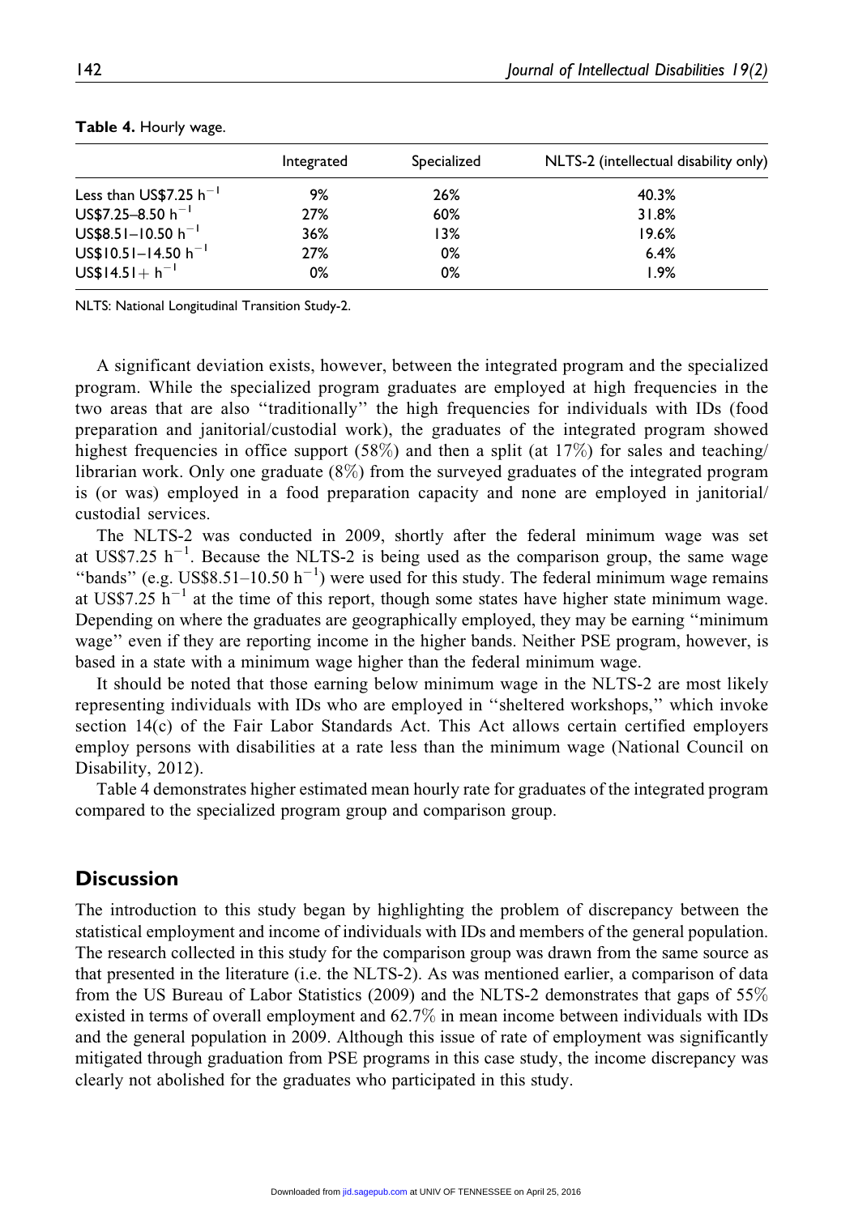**Table 4.** Hourly wage.

| | Integrated | Specialized | NLTS-2 (intellectual disability only) |
|---|---|---|---|
| Less than US$7.25 $h^{-1}$ | 9% | 26% | 40.3% |
| US$7.25–8.50 $h^{-1}$ | 27% | 60% | 31.8% |
| US$8.51–10.50 $h^{-1}$ | 36% | 13% | 19.6% |
| US$10.51–14.50 $h^{-1}$ | 27% | 0% | 6.4% |
| US$14.51+ $h^{-1}$ | 0% | 0% | 1.9% |

NLTS: National Longitudinal Transition Study-2.

A significant deviation exists, however, between the integrated program and the specialized program. While the specialized program graduates are employed at high frequencies in the two areas that are also ''traditionally'' the high frequencies for individuals with IDs (food preparation and janitorial/custodial work), the graduates of the integrated program showed highest frequencies in office support (58%) and then a split (at 17%) for sales and teaching/librarian work. Only one graduate (8%) from the surveyed graduates of the integrated program is (or was) employed in a food preparation capacity and none are employed in janitorial/custodial services.

The NLTS-2 was conducted in 2009, shortly after the federal minimum wage was set at US$7.25 $h^{-1}$. Because the NLTS-2 is being used as the comparison group, the same wage ''bands'' (e.g. US$8.51–10.50 $h^{-1}$) were used for this study. The federal minimum wage remains at US$7.25 $h^{-1}$ at the time of this report, though some states have higher state minimum wage. Depending on where the graduates are geographically employed, they may be earning ''minimum wage'' even if they are reporting income in the higher bands. Neither PSE program, however, is based in a state with a minimum wage higher than the federal minimum wage.

It should be noted that those earning below minimum wage in the NLTS-2 are most likely representing individuals with IDs who are employed in ''sheltered workshops,'' which invoke section 14(c) of the Fair Labor Standards Act. This Act allows certain certified employers employ persons with disabilities at a rate less than the minimum wage (National Council on Disability, 2012).

Table 4 demonstrates higher estimated mean hourly rate for graduates of the integrated program compared to the specialized program group and comparison group.

## Discussion

The introduction to this study began by highlighting the problem of discrepancy between the statistical employment and income of individuals with IDs and members of the general population. The research collected in this study for the comparison group was drawn from the same source as that presented in the literature (i.e. the NLTS-2). As was mentioned earlier, a comparison of data from the US Bureau of Labor Statistics (2009) and the NLTS-2 demonstrates that gaps of 55% existed in terms of overall employment and 62.7% in mean income between individuals with IDs and the general population in 2009. Although this issue of rate of employment was significantly mitigated through graduation from PSE programs in this case study, the income discrepancy was clearly not abolished for the graduates who participated in this study.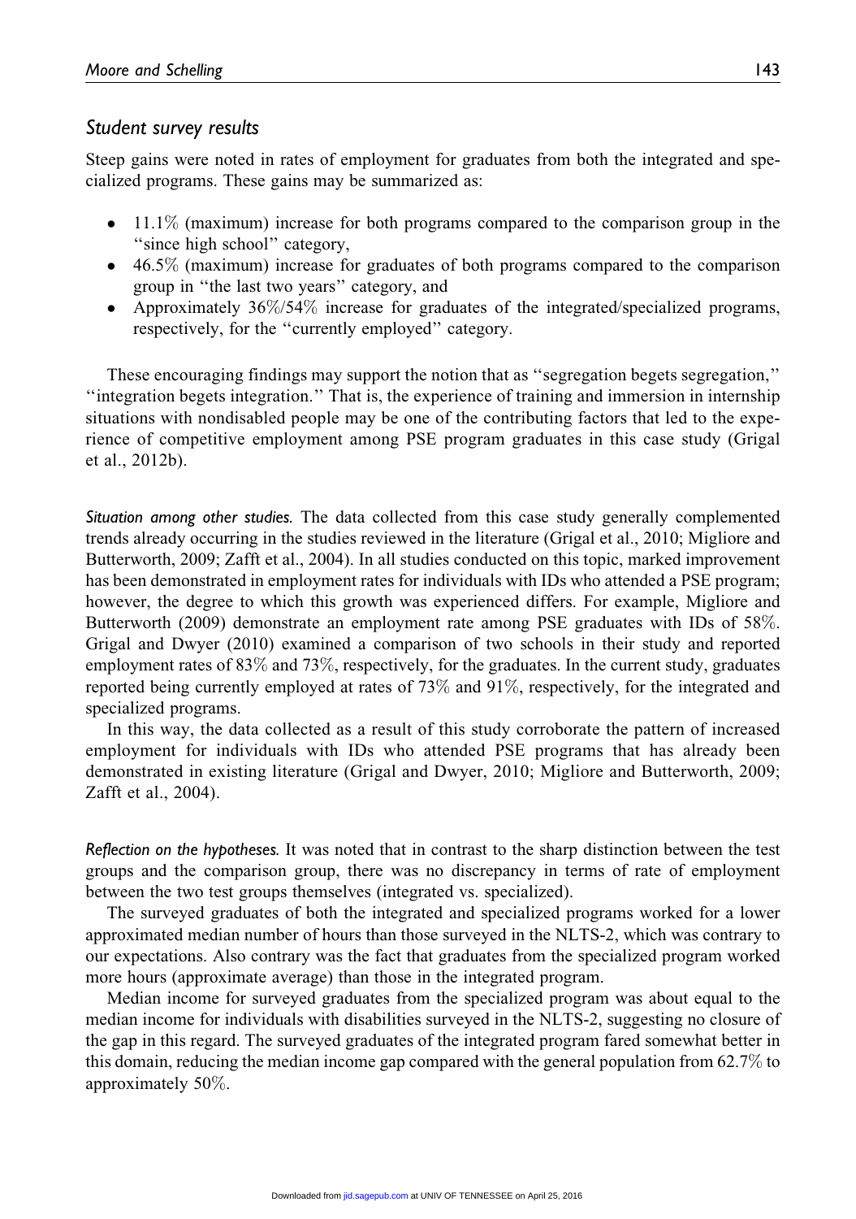### *Student survey results*

Steep gains were noted in rates of employment for graduates from both the integrated and specialized programs. These gains may be summarized as:

- 11.1% (maximum) increase for both programs compared to the comparison group in the ''since high school'' category,
- 46.5% (maximum) increase for graduates of both programs compared to the comparison group in ''the last two years'' category, and
- Approximately 36%/54% increase for graduates of the integrated/specialized programs, respectively, for the ''currently employed'' category.

These encouraging findings may support the notion that as ''segregation begets segregation,'' ''integration begets integration.'' That is, the experience of training and immersion in internship situations with nondisabled people may be one of the contributing factors that led to the experience of competitive employment among PSE program graduates in this case study (Grigal et al., 2012b).

*Situation among other studies.* The data collected from this case study generally complemented trends already occurring in the studies reviewed in the literature (Grigal et al., 2010; Migliore and Butterworth, 2009; Zafft et al., 2004). In all studies conducted on this topic, marked improvement has been demonstrated in employment rates for individuals with IDs who attended a PSE program; however, the degree to which this growth was experienced differs. For example, Migliore and Butterworth (2009) demonstrate an employment rate among PSE graduates with IDs of 58%. Grigal and Dwyer (2010) examined a comparison of two schools in their study and reported employment rates of 83% and 73%, respectively, for the graduates. In the current study, graduates reported being currently employed at rates of 73% and 91%, respectively, for the integrated and specialized programs.

In this way, the data collected as a result of this study corroborate the pattern of increased employment for individuals with IDs who attended PSE programs that has already been demonstrated in existing literature (Grigal and Dwyer, 2010; Migliore and Butterworth, 2009; Zafft et al., 2004).

*Reflection on the hypotheses.* It was noted that in contrast to the sharp distinction between the test groups and the comparison group, there was no discrepancy in terms of rate of employment between the two test groups themselves (integrated vs. specialized).

The surveyed graduates of both the integrated and specialized programs worked for a lower approximated median number of hours than those surveyed in the NLTS-2, which was contrary to our expectations. Also contrary was the fact that graduates from the specialized program worked more hours (approximate average) than those in the integrated program.

Median income for surveyed graduates from the specialized program was about equal to the median income for individuals with disabilities surveyed in the NLTS-2, suggesting no closure of the gap in this regard. The surveyed graduates of the integrated program fared somewhat better in this domain, reducing the median income gap compared with the general population from 62.7% to approximately 50%.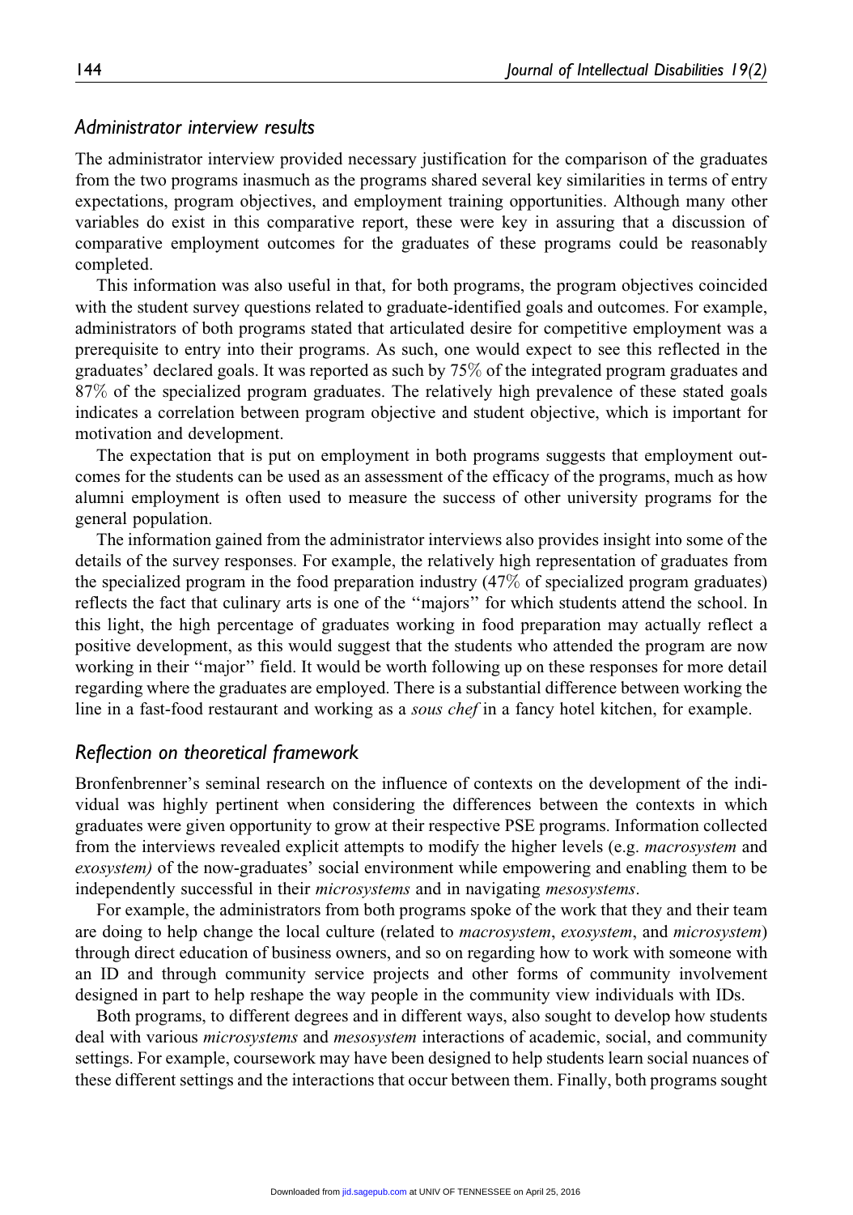### Administrator interview results

The administrator interview provided necessary justification for the comparison of the graduates from the two programs inasmuch as the programs shared several key similarities in terms of entry expectations, program objectives, and employment training opportunities. Although many other variables do exist in this comparative report, these were key in assuring that a discussion of comparative employment outcomes for the graduates of these programs could be reasonably completed.

This information was also useful in that, for both programs, the program objectives coincided with the student survey questions related to graduate-identified goals and outcomes. For example, administrators of both programs stated that articulated desire for competitive employment was a prerequisite to entry into their programs. As such, one would expect to see this reflected in the graduates' declared goals. It was reported as such by 75% of the integrated program graduates and 87% of the specialized program graduates. The relatively high prevalence of these stated goals indicates a correlation between program objective and student objective, which is important for motivation and development.

The expectation that is put on employment in both programs suggests that employment outcomes for the students can be used as an assessment of the efficacy of the programs, much as how alumni employment is often used to measure the success of other university programs for the general population.

The information gained from the administrator interviews also provides insight into some of the details of the survey responses. For example, the relatively high representation of graduates from the specialized program in the food preparation industry (47% of specialized program graduates) reflects the fact that culinary arts is one of the "majors" for which students attend the school. In this light, the high percentage of graduates working in food preparation may actually reflect a positive development, as this would suggest that the students who attended the program are now working in their "major" field. It would be worth following up on these responses for more detail regarding where the graduates are employed. There is a substantial difference between working the line in a fast-food restaurant and working as a *sous chef* in a fancy hotel kitchen, for example.

### Reflection on theoretical framework

Bronfenbrenner's seminal research on the influence of contexts on the development of the individual was highly pertinent when considering the differences between the contexts in which graduates were given opportunity to grow at their respective PSE programs. Information collected from the interviews revealed explicit attempts to modify the higher levels (e.g. *macrosystem* and *exosystem)* of the now-graduates' social environment while empowering and enabling them to be independently successful in their *microsystems* and in navigating *mesosystems*.

For example, the administrators from both programs spoke of the work that they and their team are doing to help change the local culture (related to *macrosystem*, *exosystem*, and *microsystem*) through direct education of business owners, and so on regarding how to work with someone with an ID and through community service projects and other forms of community involvement designed in part to help reshape the way people in the community view individuals with IDs.

Both programs, to different degrees and in different ways, also sought to develop how students deal with various *microsystems* and *mesosystem* interactions of academic, social, and community settings. For example, coursework may have been designed to help students learn social nuances of these different settings and the interactions that occur between them. Finally, both programs sought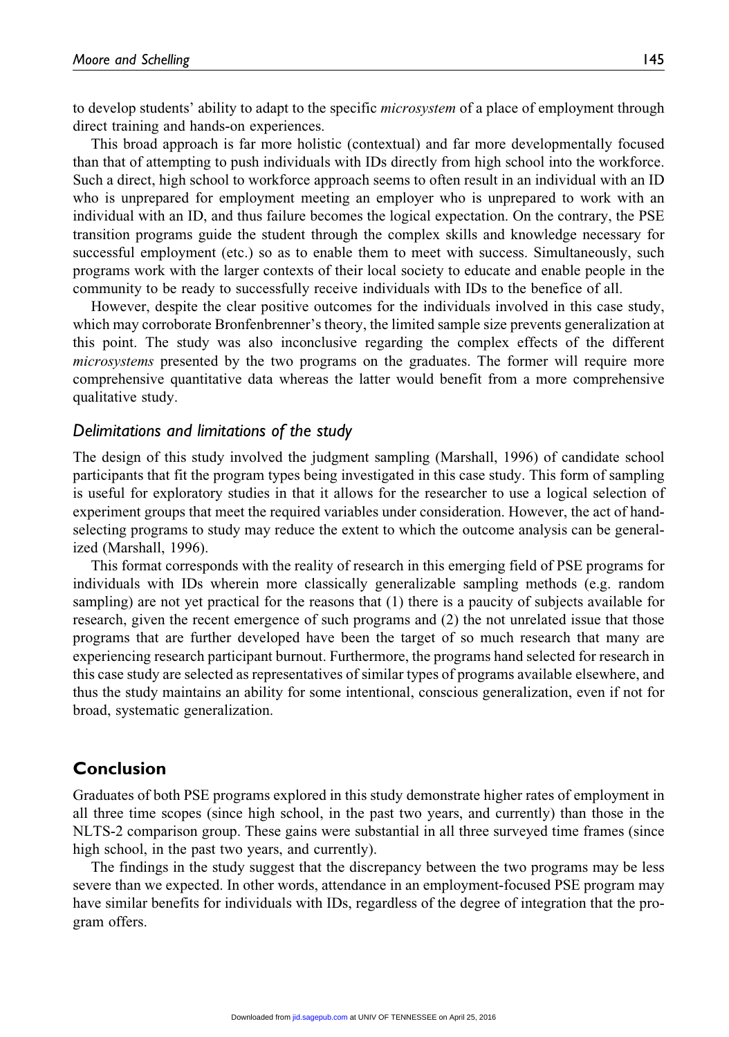to develop students' ability to adapt to the specific *microsystem* of a place of employment through direct training and hands-on experiences.

This broad approach is far more holistic (contextual) and far more developmentally focused than that of attempting to push individuals with IDs directly from high school into the workforce. Such a direct, high school to workforce approach seems to often result in an individual with an ID who is unprepared for employment meeting an employer who is unprepared to work with an individual with an ID, and thus failure becomes the logical expectation. On the contrary, the PSE transition programs guide the student through the complex skills and knowledge necessary for successful employment (etc.) so as to enable them to meet with success. Simultaneously, such programs work with the larger contexts of their local society to educate and enable people in the community to be ready to successfully receive individuals with IDs to the benefice of all.

However, despite the clear positive outcomes for the individuals involved in this case study, which may corroborate Bronfenbrenner's theory, the limited sample size prevents generalization at this point. The study was also inconclusive regarding the complex effects of the different *microsystems* presented by the two programs on the graduates. The former will require more comprehensive quantitative data whereas the latter would benefit from a more comprehensive qualitative study.

### *Delimitations and limitations of the study*

The design of this study involved the judgment sampling (Marshall, 1996) of candidate school participants that fit the program types being investigated in this case study. This form of sampling is useful for exploratory studies in that it allows for the researcher to use a logical selection of experiment groups that meet the required variables under consideration. However, the act of hand-selecting programs to study may reduce the extent to which the outcome analysis can be generalized (Marshall, 1996).

This format corresponds with the reality of research in this emerging field of PSE programs for individuals with IDs wherein more classically generalizable sampling methods (e.g. random sampling) are not yet practical for the reasons that (1) there is a paucity of subjects available for research, given the recent emergence of such programs and (2) the not unrelated issue that those programs that are further developed have been the target of so much research that many are experiencing research participant burnout. Furthermore, the programs hand selected for research in this case study are selected as representatives of similar types of programs available elsewhere, and thus the study maintains an ability for some intentional, conscious generalization, even if not for broad, systematic generalization.

## Conclusion

Graduates of both PSE programs explored in this study demonstrate higher rates of employment in all three time scopes (since high school, in the past two years, and currently) than those in the NLTS-2 comparison group. These gains were substantial in all three surveyed time frames (since high school, in the past two years, and currently).

The findings in the study suggest that the discrepancy between the two programs may be less severe than we expected. In other words, attendance in an employment-focused PSE program may have similar benefits for individuals with IDs, regardless of the degree of integration that the program offers.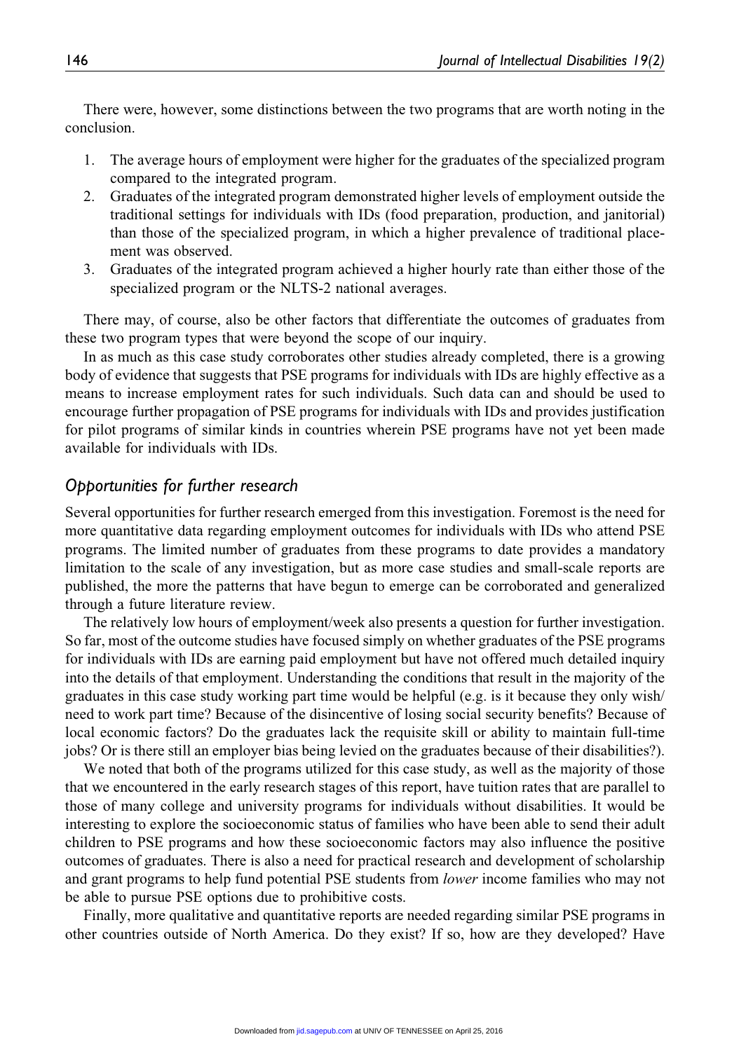There were, however, some distinctions between the two programs that are worth noting in the conclusion.

1. The average hours of employment were higher for the graduates of the specialized program compared to the integrated program.
2. Graduates of the integrated program demonstrated higher levels of employment outside the traditional settings for individuals with IDs (food preparation, production, and janitorial) than those of the specialized program, in which a higher prevalence of traditional placement was observed.
3. Graduates of the integrated program achieved a higher hourly rate than either those of the specialized program or the NLTS-2 national averages.

There may, of course, also be other factors that differentiate the outcomes of graduates from these two program types that were beyond the scope of our inquiry.

In as much as this case study corroborates other studies already completed, there is a growing body of evidence that suggests that PSE programs for individuals with IDs are highly effective as a means to increase employment rates for such individuals. Such data can and should be used to encourage further propagation of PSE programs for individuals with IDs and provides justification for pilot programs of similar kinds in countries wherein PSE programs have not yet been made available for individuals with IDs.

## *Opportunities for further research*

Several opportunities for further research emerged from this investigation. Foremost is the need for more quantitative data regarding employment outcomes for individuals with IDs who attend PSE programs. The limited number of graduates from these programs to date provides a mandatory limitation to the scale of any investigation, but as more case studies and small-scale reports are published, the more the patterns that have begun to emerge can be corroborated and generalized through a future literature review.

The relatively low hours of employment/week also presents a question for further investigation. So far, most of the outcome studies have focused simply on whether graduates of the PSE programs for individuals with IDs are earning paid employment but have not offered much detailed inquiry into the details of that employment. Understanding the conditions that result in the majority of the graduates in this case study working part time would be helpful (e.g. is it because they only wish/need to work part time? Because of the disincentive of losing social security benefits? Because of local economic factors? Do the graduates lack the requisite skill or ability to maintain full-time jobs? Or is there still an employer bias being levied on the graduates because of their disabilities?).

We noted that both of the programs utilized for this case study, as well as the majority of those that we encountered in the early research stages of this report, have tuition rates that are parallel to those of many college and university programs for individuals without disabilities. It would be interesting to explore the socioeconomic status of families who have been able to send their adult children to PSE programs and how these socioeconomic factors may also influence the positive outcomes of graduates. There is also a need for practical research and development of scholarship and grant programs to help fund potential PSE students from *lower* income families who may not be able to pursue PSE options due to prohibitive costs.

Finally, more qualitative and quantitative reports are needed regarding similar PSE programs in other countries outside of North America. Do they exist? If so, how are they developed? Have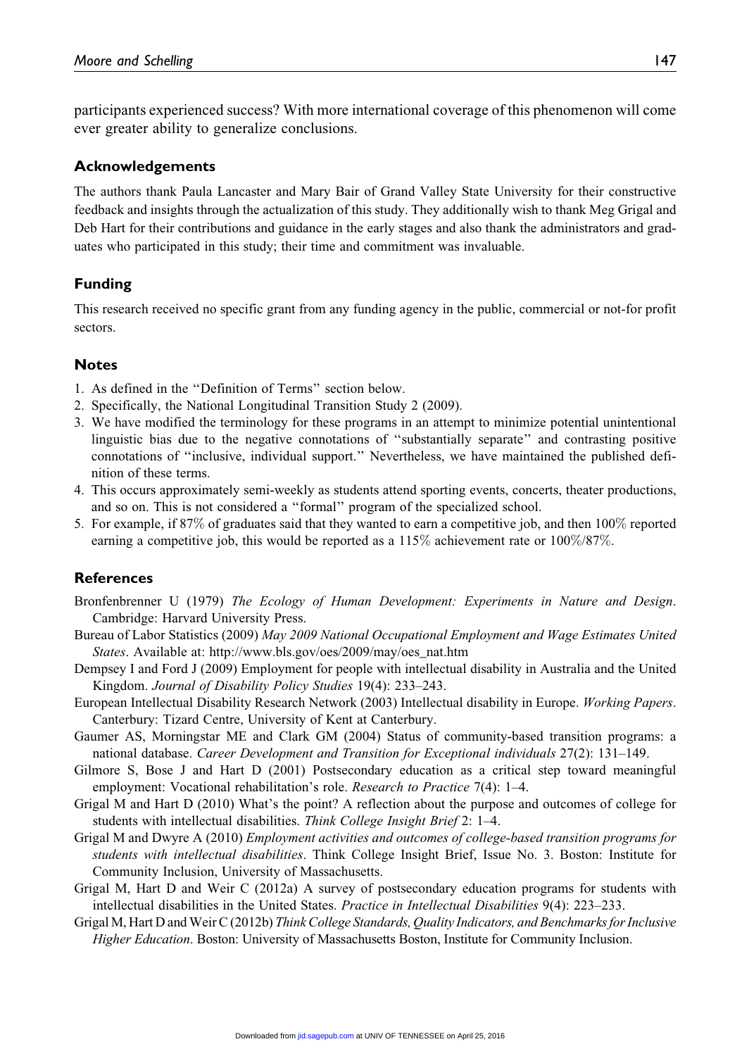participants experienced success? With more international coverage of this phenomenon will come ever greater ability to generalize conclusions.

## Acknowledgements

The authors thank Paula Lancaster and Mary Bair of Grand Valley State University for their constructive feedback and insights through the actualization of this study. They additionally wish to thank Meg Grigal and Deb Hart for their contributions and guidance in the early stages and also thank the administrators and graduates who participated in this study; their time and commitment was invaluable.

## Funding

This research received no specific grant from any funding agency in the public, commercial or not-for profit sectors.

## Notes

1. As defined in the ''Definition of Terms'' section below.
2. Specifically, the National Longitudinal Transition Study 2 (2009).
3. We have modified the terminology for these programs in an attempt to minimize potential unintentional linguistic bias due to the negative connotations of ''substantially separate'' and contrasting positive connotations of ''inclusive, individual support.'' Nevertheless, we have maintained the published definition of these terms.
4. This occurs approximately semi-weekly as students attend sporting events, concerts, theater productions, and so on. This is not considered a ''formal'' program of the specialized school.
5. For example, if 87% of graduates said that they wanted to earn a competitive job, and then 100% reported earning a competitive job, this would be reported as a 115% achievement rate or 100%/87%.

## References

Bronfenbrenner U (1979) *The Ecology of Human Development: Experiments in Nature and Design*. Cambridge: Harvard University Press.

Bureau of Labor Statistics (2009) *May 2009 National Occupational Employment and Wage Estimates United States*. Available at: http://www.bls.gov/oes/2009/may/oes_nat.htm

Dempsey I and Ford J (2009) Employment for people with intellectual disability in Australia and the United Kingdom. *Journal of Disability Policy Studies* 19(4): 233–243.

European Intellectual Disability Research Network (2003) Intellectual disability in Europe. *Working Papers*. Canterbury: Tizard Centre, University of Kent at Canterbury.

Gaumer AS, Morningstar ME and Clark GM (2004) Status of community-based transition programs: a national database. *Career Development and Transition for Exceptional individuals* 27(2): 131–149.

Gilmore S, Bose J and Hart D (2001) Postsecondary education as a critical step toward meaningful employment: Vocational rehabilitation's role. *Research to Practice* 7(4): 1–4.

Grigal M and Hart D (2010) What's the point? A reflection about the purpose and outcomes of college for students with intellectual disabilities. *Think College Insight Brief* 2: 1–4.

Grigal M and Dwyre A (2010) *Employment activities and outcomes of college-based transition programs for students with intellectual disabilities*. Think College Insight Brief, Issue No. 3. Boston: Institute for Community Inclusion, University of Massachusetts.

Grigal M, Hart D and Weir C (2012a) A survey of postsecondary education programs for students with intellectual disabilities in the United States. *Practice in Intellectual Disabilities* 9(4): 223–233.

Grigal M, Hart D and Weir C (2012b) *Think College Standards, Quality Indicators, and Benchmarks for Inclusive Higher Education*. Boston: University of Massachusetts Boston, Institute for Community Inclusion.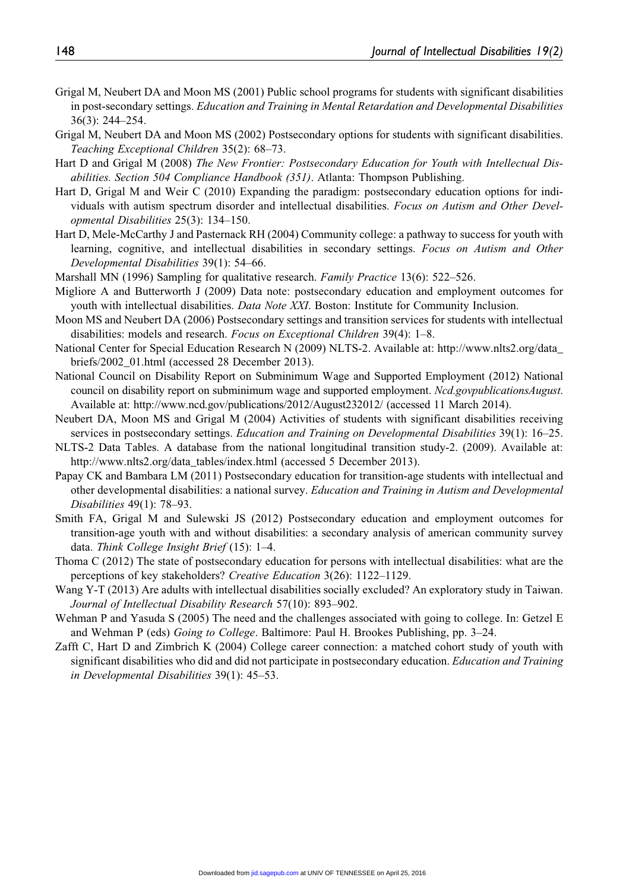Grigal M, Neubert DA and Moon MS (2001) Public school programs for students with significant disabilities in post-secondary settings. *Education and Training in Mental Retardation and Developmental Disabilities* 36(3): 244–254.

Grigal M, Neubert DA and Moon MS (2002) Postsecondary options for students with significant disabilities. *Teaching Exceptional Children* 35(2): 68–73.

Hart D and Grigal M (2008) *The New Frontier: Postsecondary Education for Youth with Intellectual Disabilities. Section 504 Compliance Handbook (351)*. Atlanta: Thompson Publishing.

Hart D, Grigal M and Weir C (2010) Expanding the paradigm: postsecondary education options for individuals with autism spectrum disorder and intellectual disabilities. *Focus on Autism and Other Developmental Disabilities* 25(3): 134–150.

Hart D, Mele-McCarthy J and Pasternack RH (2004) Community college: a pathway to success for youth with learning, cognitive, and intellectual disabilities in secondary settings. *Focus on Autism and Other Developmental Disabilities* 39(1): 54–66.

Marshall MN (1996) Sampling for qualitative research. *Family Practice* 13(6): 522–526.

Migliore A and Butterworth J (2009) Data note: postsecondary education and employment outcomes for youth with intellectual disabilities. *Data Note XXI*. Boston: Institute for Community Inclusion.

Moon MS and Neubert DA (2006) Postsecondary settings and transition services for students with intellectual disabilities: models and research. *Focus on Exceptional Children* 39(4): 1–8.

National Center for Special Education Research N (2009) NLTS-2. Available at: http://www.nlts2.org/data_briefs/2002_01.html (accessed 28 December 2013).

National Council on Disability Report on Subminimum Wage and Supported Employment (2012) National council on disability report on subminimum wage and supported employment. *Ncd.govpublicationsAugust*. Available at: http://www.ncd.gov/publications/2012/August232012/ (accessed 11 March 2014).

Neubert DA, Moon MS and Grigal M (2004) Activities of students with significant disabilities receiving services in postsecondary settings. *Education and Training on Developmental Disabilities* 39(1): 16–25.

NLTS-2 Data Tables. A database from the national longitudinal transition study-2. (2009). Available at: http://www.nlts2.org/data_tables/index.html (accessed 5 December 2013).

Papay CK and Bambara LM (2011) Postsecondary education for transition-age students with intellectual and other developmental disabilities: a national survey. *Education and Training in Autism and Developmental Disabilities* 49(1): 78–93.

Smith FA, Grigal M and Sulewski JS (2012) Postsecondary education and employment outcomes for transition-age youth with and without disabilities: a secondary analysis of american community survey data. *Think College Insight Brief* (15): 1–4.

Thoma C (2012) The state of postsecondary education for persons with intellectual disabilities: what are the perceptions of key stakeholders? *Creative Education* 3(26): 1122–1129.

Wang Y-T (2013) Are adults with intellectual disabilities socially excluded? An exploratory study in Taiwan. *Journal of Intellectual Disability Research* 57(10): 893–902.

Wehman P and Yasuda S (2005) The need and the challenges associated with going to college. In: Getzel E and Wehman P (eds) *Going to College*. Baltimore: Paul H. Brookes Publishing, pp. 3–24.

Zafft C, Hart D and Zimbrich K (2004) College career connection: a matched cohort study of youth with significant disabilities who did and did not participate in postsecondary education. *Education and Training in Developmental Disabilities* 39(1): 45–53.